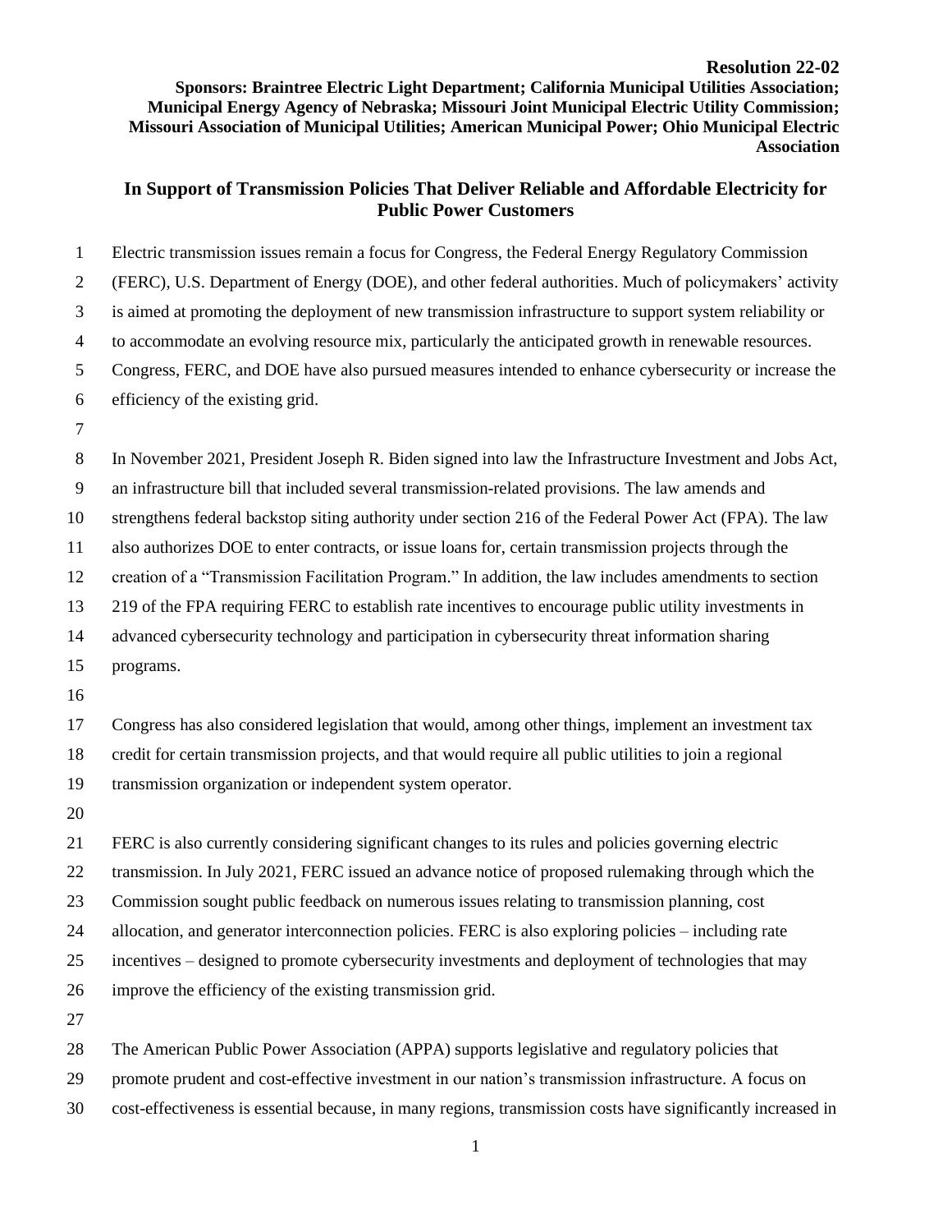**Resolution 22-02**

**Sponsors: Braintree Electric Light Department; California Municipal Utilities Association; Municipal Energy Agency of Nebraska; Missouri Joint Municipal Electric Utility Commission; Missouri Association of Municipal Utilities; American Municipal Power; Ohio Municipal Electric Association**

## In Support of Transmission Policies That Deliver Reliable and Affordable Electricity for Public Power Customers

Electric transmission issues remain a focus for Congress, the Federal Energy Regulatory Commission (FERC), U.S. Department of Energy (DOE), and other federal authorities. Much of policymakers' activity is aimed at promoting the deployment of new transmission infrastructure to support system reliability or to accommodate an evolving resource mix, particularly the anticipated growth in renewable resources. Congress, FERC, and DOE have also pursued measures intended to enhance cybersecurity or increase the efficiency of the existing grid.

In November 2021, President Joseph R. Biden signed into law the Infrastructure Investment and Jobs Act, an infrastructure bill that included several transmission-related provisions. The law amends and strengthens federal backstop siting authority under section 216 of the Federal Power Act (FPA). The law also authorizes DOE to enter contracts, or issue loans for, certain transmission projects through the creation of a "Transmission Facilitation Program." In addition, the law includes amendments to section 219 of the FPA requiring FERC to establish rate incentives to encourage public utility investments in advanced cybersecurity technology and participation in cybersecurity threat information sharing programs.

Congress has also considered legislation that would, among other things, implement an investment tax credit for certain transmission projects, and that would require all public utilities to join a regional transmission organization or independent system operator.

FERC is also currently considering significant changes to its rules and policies governing electric transmission. In July 2021, FERC issued an advance notice of proposed rulemaking through which the Commission sought public feedback on numerous issues relating to transmission planning, cost allocation, and generator interconnection policies. FERC is also exploring policies – including rate incentives – designed to promote cybersecurity investments and deployment of technologies that may improve the efficiency of the existing transmission grid.

The American Public Power Association (APPA) supports legislative and regulatory policies that promote prudent and cost-effective investment in our nation's transmission infrastructure. A focus on cost-effectiveness is essential because, in many regions, transmission costs have significantly increased in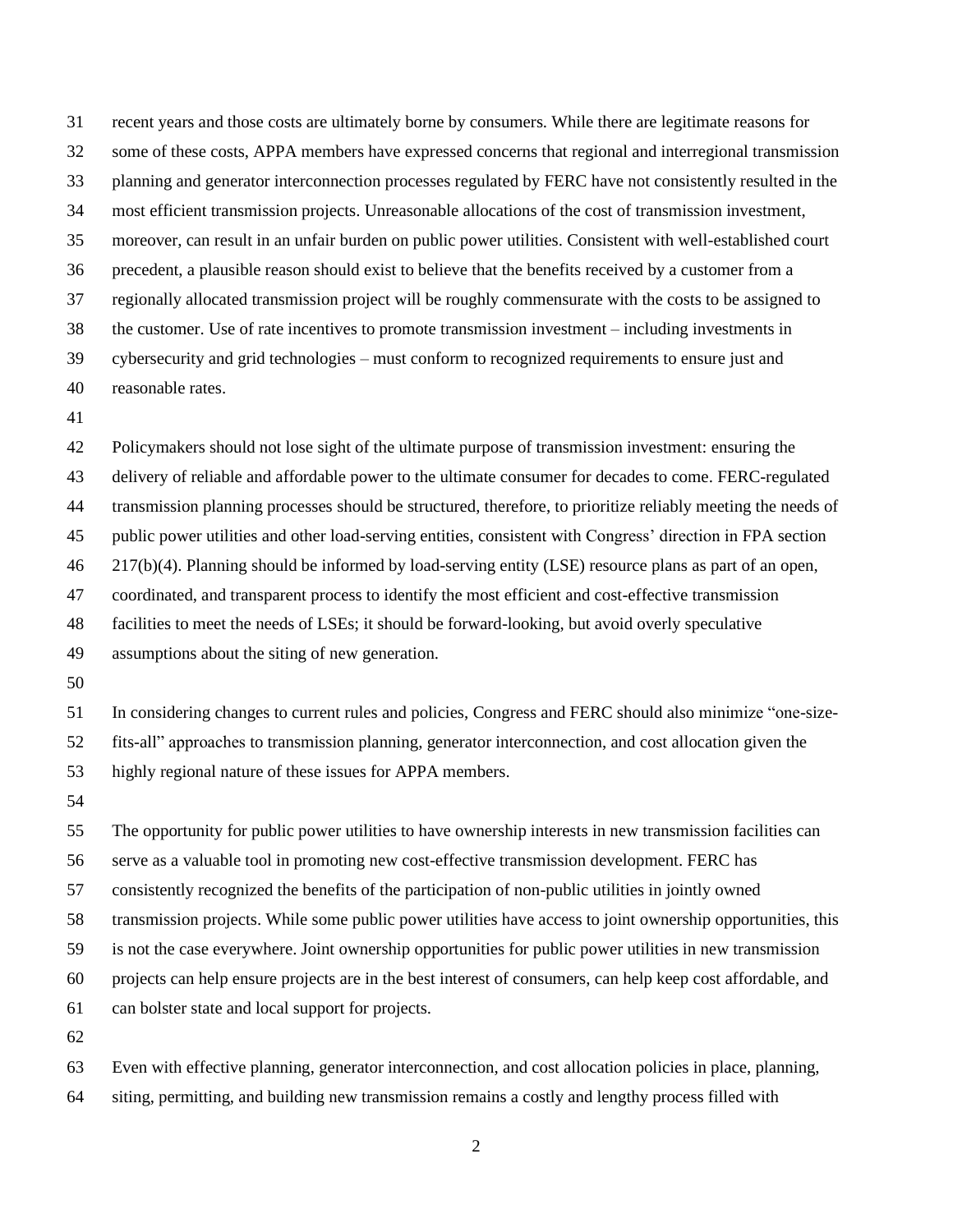recent years and those costs are ultimately borne by consumers. While there are legitimate reasons for some of these costs, APPA members have expressed concerns that regional and interregional transmission planning and generator interconnection processes regulated by FERC have not consistently resulted in the most efficient transmission projects. Unreasonable allocations of the cost of transmission investment, moreover, can result in an unfair burden on public power utilities. Consistent with well-established court precedent, a plausible reason should exist to believe that the benefits received by a customer from a regionally allocated transmission project will be roughly commensurate with the costs to be assigned to the customer. Use of rate incentives to promote transmission investment – including investments in cybersecurity and grid technologies – must conform to recognized requirements to ensure just and reasonable rates.

Policymakers should not lose sight of the ultimate purpose of transmission investment: ensuring the delivery of reliable and affordable power to the ultimate consumer for decades to come. FERC-regulated transmission planning processes should be structured, therefore, to prioritize reliably meeting the needs of public power utilities and other load-serving entities, consistent with Congress' direction in FPA section 217(b)(4). Planning should be informed by load-serving entity (LSE) resource plans as part of an open, coordinated, and transparent process to identify the most efficient and cost-effective transmission facilities to meet the needs of LSEs; it should be forward-looking, but avoid overly speculative assumptions about the siting of new generation.

In considering changes to current rules and policies, Congress and FERC should also minimize "one-size-fits-all" approaches to transmission planning, generator interconnection, and cost allocation given the highly regional nature of these issues for APPA members.

The opportunity for public power utilities to have ownership interests in new transmission facilities can serve as a valuable tool in promoting new cost-effective transmission development. FERC has consistently recognized the benefits of the participation of non-public utilities in jointly owned transmission projects. While some public power utilities have access to joint ownership opportunities, this is not the case everywhere. Joint ownership opportunities for public power utilities in new transmission projects can help ensure projects are in the best interest of consumers, can help keep cost affordable, and can bolster state and local support for projects.

Even with effective planning, generator interconnection, and cost allocation policies in place, planning, siting, permitting, and building new transmission remains a costly and lengthy process filled with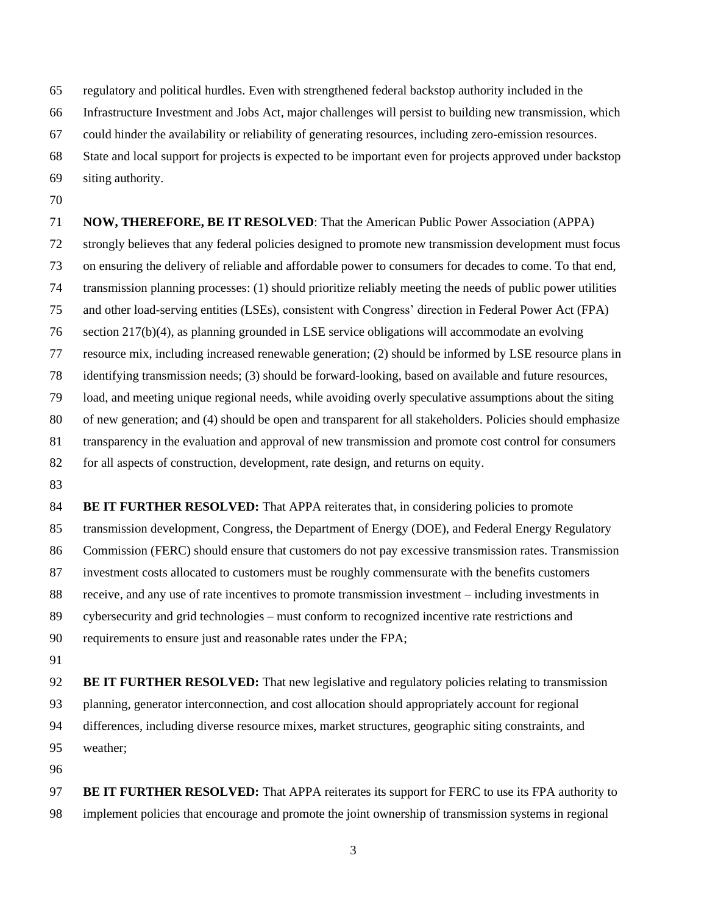regulatory and political hurdles. Even with strengthened federal backstop authority included in the Infrastructure Investment and Jobs Act, major challenges will persist to building new transmission, which could hinder the availability or reliability of generating resources, including zero-emission resources. State and local support for projects is expected to be important even for projects approved under backstop siting authority.

**NOW, THEREFORE, BE IT RESOLVED**: That the American Public Power Association (APPA) strongly believes that any federal policies designed to promote new transmission development must focus on ensuring the delivery of reliable and affordable power to consumers for decades to come. To that end, transmission planning processes: (1) should prioritize reliably meeting the needs of public power utilities and other load-serving entities (LSEs), consistent with Congress' direction in Federal Power Act (FPA) section 217(b)(4), as planning grounded in LSE service obligations will accommodate an evolving resource mix, including increased renewable generation; (2) should be informed by LSE resource plans in identifying transmission needs; (3) should be forward-looking, based on available and future resources, load, and meeting unique regional needs, while avoiding overly speculative assumptions about the siting of new generation; and (4) should be open and transparent for all stakeholders. Policies should emphasize transparency in the evaluation and approval of new transmission and promote cost control for consumers for all aspects of construction, development, rate design, and returns on equity.

**BE IT FURTHER RESOLVED:** That APPA reiterates that, in considering policies to promote transmission development, Congress, the Department of Energy (DOE), and Federal Energy Regulatory Commission (FERC) should ensure that customers do not pay excessive transmission rates. Transmission investment costs allocated to customers must be roughly commensurate with the benefits customers receive, and any use of rate incentives to promote transmission investment – including investments in cybersecurity and grid technologies – must conform to recognized incentive rate restrictions and requirements to ensure just and reasonable rates under the FPA;

**BE IT FURTHER RESOLVED:** That new legislative and regulatory policies relating to transmission planning, generator interconnection, and cost allocation should appropriately account for regional differences, including diverse resource mixes, market structures, geographic siting constraints, and weather;

**BE IT FURTHER RESOLVED:** That APPA reiterates its support for FERC to use its FPA authority to implement policies that encourage and promote the joint ownership of transmission systems in regional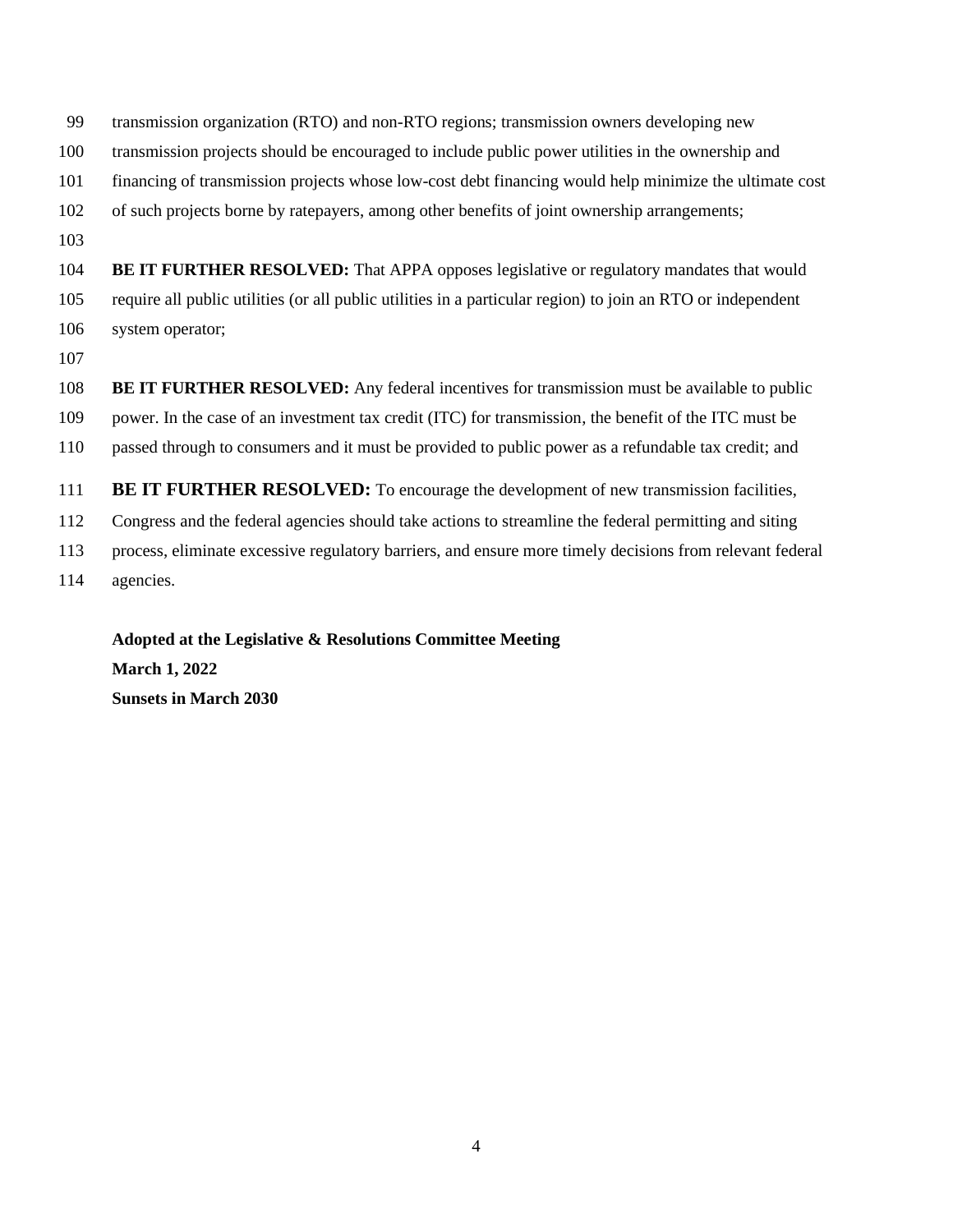transmission organization (RTO) and non-RTO regions; transmission owners developing new transmission projects should be encouraged to include public power utilities in the ownership and financing of transmission projects whose low-cost debt financing would help minimize the ultimate cost of such projects borne by ratepayers, among other benefits of joint ownership arrangements;

**BE IT FURTHER RESOLVED:** That APPA opposes legislative or regulatory mandates that would require all public utilities (or all public utilities in a particular region) to join an RTO or independent system operator;

**BE IT FURTHER RESOLVED:** Any federal incentives for transmission must be available to public power. In the case of an investment tax credit (ITC) for transmission, the benefit of the ITC must be passed through to consumers and it must be provided to public power as a refundable tax credit; and

**BE IT FURTHER RESOLVED:** To encourage the development of new transmission facilities, Congress and the federal agencies should take actions to streamline the federal permitting and siting process, eliminate excessive regulatory barriers, and ensure more timely decisions from relevant federal agencies.

**Adopted at the Legislative & Resolutions Committee Meeting**
**March 1, 2022**
**Sunsets in March 2030**